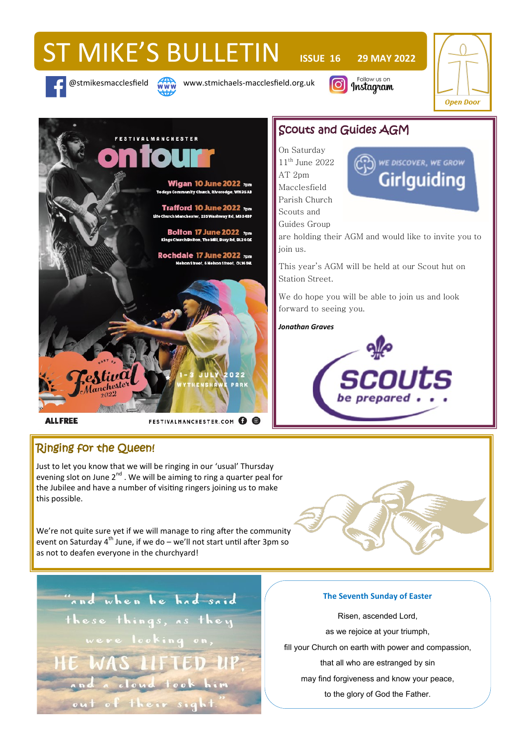# ST MIKE'S BULLETIN

**ISSUE 16** **29 MAY 2022**

@stmikesmacclesfield www.stmichaels-macclesfield.org.uk Follow us on Instagram

Open Door

FESTIVALMANCHESTER
ontourr

Wigan 10 June 2022 7pm
Todays Community Church, Riveredge, WN3 5AB

Trafford 10 June 2022 7pm
Life Church Manchester, 235 Washway Rd, M33 4BP

Bolton 17 June 2022 7pm
Kings Church Bolton, The Mill, Bury Rd, BL2 6QE

Rochdale 17 June 2022 7pm
Nelson Street, 6 Nelson Street, OL16 1NL

Part of Festival Manchester 2022

1-3 JULY 2022
WYTHENSHAWE PARK

ALL FREE

FESTIVALMANCHESTER.COM

## Scouts and Guides AGM

WE DISCOVER, WE GROW
Girlguiding

On Saturday 11th June 2022 AT 2pm Macclesfield Parish Church Scouts and Guides Group are holding their AGM and would like to invite you to join us.

This year's AGM will be held at our Scout hut on Station Street.

We do hope you will be able to join us and look forward to seeing you.

***Jonathan Graves***

scouts
be prepared . . .

## Ringing for the Queen!

Just to let you know that we will be ringing in our 'usual' Thursday evening slot on June 2nd. We will be aiming to ring a quarter peal for the Jubilee and have a number of visiting ringers joining us to make this possible.

We're not quite sure yet if we will manage to ring after the community event on Saturday 4th June, if we do – we'll not start until after 3pm so as not to deafen everyone in the churchyard!

"and when he had said these things, as they were looking on, HE WAS LIFTED UP, and a cloud took him out of their sight."

### The Seventh Sunday of Easter

Risen, ascended Lord,
as we rejoice at your triumph,
fill your Church on earth with power and compassion,
that all who are estranged by sin
may find forgiveness and know your peace,
to the glory of God the Father.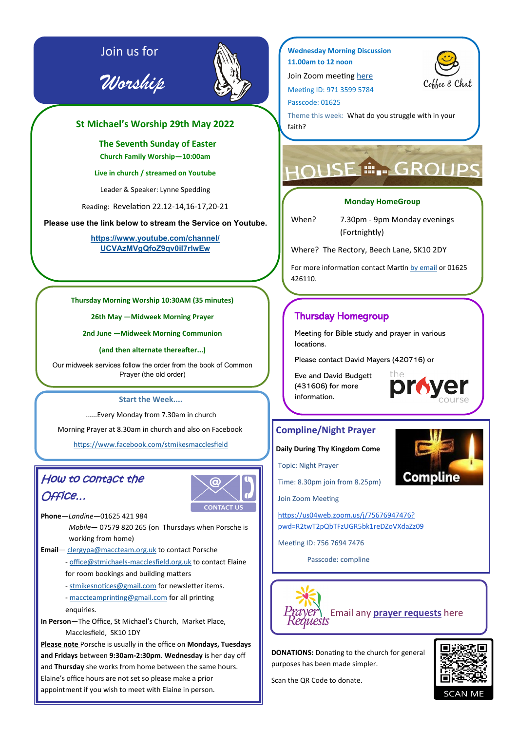# Join us for *Worship*

## St Michael's Worship 29th May 2022

**The Seventh Sunday of Easter**

**Church Family Worship—10:00am**

**Live in church / streamed on Youtube**

Leader & Speaker: Lynne Spedding

Reading: Revelation 22.12-14,16-17,20-21

**Please use the link below to stream the Service on Youtube.**

**https://www.youtube.com/channel/UCVAzMVgQfoZ9qv0il7rlwEw**

---

**Thursday Morning Worship 10:30AM (35 minutes)**

**26th May —Midweek Morning Prayer**

**2nd June —Midweek Morning Communion**

**(and then alternate thereafter...)**

Our midweek services follow the order from the book of Common Prayer (the old order)

---

**Start the Week....**

......Every Monday from 7.30am in church

Morning Prayer at 8.30am in church and also on Facebook

https://www.facebook.com/stmikesmacclesfield

---

## *How to contact the Office...*

CONTACT US

**Phone**—*Landine*—01625 421 984

*Mobile*— 07579 820 265 (on Thursdays when Porsche is working from home)

**Email**— clergypa@maccteam.org.uk to contact Porsche

- office@stmichaels-macclesfield.org.uk to contact Elaine for room bookings and building matters
- stmikesnotices@gmail.com for newsletter items.
- maccteamprinting@gmail.com for all printing enquiries.

**In Person**—The Office, St Michael's Church, Market Place, Macclesfield, SK10 1DY

**Please note** Porsche is usually in the office on **Mondays, Tuesdays and Fridays** between **9:30am-2:30pm**. **Wednesday** is her day off and **Thursday** she works from home between the same hours. Elaine's office hours are not set so please make a prior appointment if you wish to meet with Elaine in person.

---

**Wednesday Morning Discussion**
**11.00am to 12 noon**

Coffee & Chat

Join Zoom meeting here

Meeting ID: 971 3599 5784

Passcode: 01625

Theme this week: What do you struggle with in your faith?

---

## HOUSE GROUPS

**Monday HomeGroup**

When? 7.30pm - 9pm Monday evenings (Fortnightly)

Where? The Rectory, Beech Lane, SK10 2DY

For more information contact Martin by email or 01625 426110.

---

## Thursday Homegroup

Meeting for Bible study and prayer in various locations.

Please contact David Mayers (420716) or

Eve and David Budgett (431606) for more information.

the prayer course

---

## Compline/Night Prayer

**Daily During Thy Kingdom Come**

Compline

Topic: Night Prayer

Time: 8.30pm join from 8.25pm)

Join Zoom Meeting

https://us04web.zoom.us/j/75676947476?pwd=R2twT2pQbTFzUGR5bk1reDZoVXdaZz09

Meeting ID: 756 7694 7476

Passcode: compline

---

Prayer Requests

Email any **prayer requests** here

---

**DONATIONS:** Donating to the church for general purposes has been made simpler.

Scan the QR Code to donate.

SCAN ME